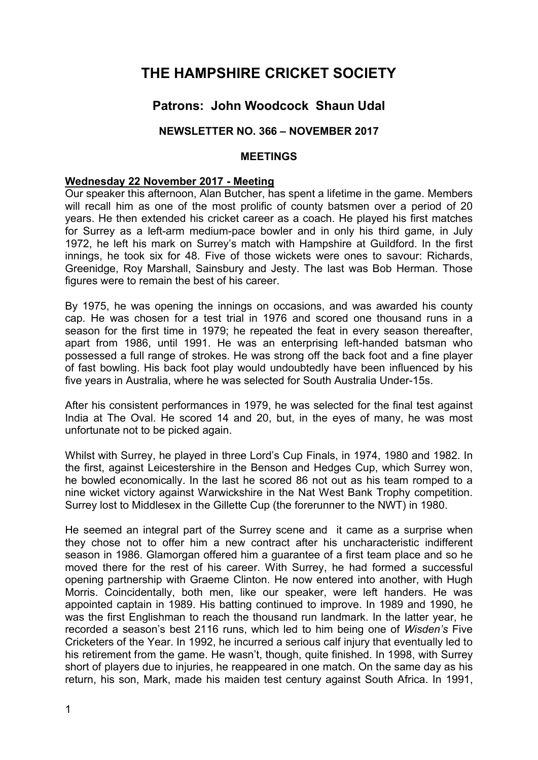# THE HAMPSHIRE CRICKET SOCIETY

## Patrons: John Woodcock Shaun Udal

### NEWSLETTER NO. 366 – NOVEMBER 2017

### MEETINGS

**Wednesday 22 November 2017 - Meeting**

Our speaker this afternoon, Alan Butcher, has spent a lifetime in the game. Members will recall him as one of the most prolific of county batsmen over a period of 20 years. He then extended his cricket career as a coach. He played his first matches for Surrey as a left-arm medium-pace bowler and in only his third game, in July 1972, he left his mark on Surrey's match with Hampshire at Guildford. In the first innings, he took six for 48. Five of those wickets were ones to savour: Richards, Greenidge, Roy Marshall, Sainsbury and Jesty. The last was Bob Herman. Those figures were to remain the best of his career.

By 1975, he was opening the innings on occasions, and was awarded his county cap. He was chosen for a test trial in 1976 and scored one thousand runs in a season for the first time in 1979; he repeated the feat in every season thereafter, apart from 1986, until 1991. He was an enterprising left-handed batsman who possessed a full range of strokes. He was strong off the back foot and a fine player of fast bowling. His back foot play would undoubtedly have been influenced by his five years in Australia, where he was selected for South Australia Under-15s.

After his consistent performances in 1979, he was selected for the final test against India at The Oval. He scored 14 and 20, but, in the eyes of many, he was most unfortunate not to be picked again.

Whilst with Surrey, he played in three Lord's Cup Finals, in 1974, 1980 and 1982. In the first, against Leicestershire in the Benson and Hedges Cup, which Surrey won, he bowled economically. In the last he scored 86 not out as his team romped to a nine wicket victory against Warwickshire in the Nat West Bank Trophy competition. Surrey lost to Middlesex in the Gillette Cup (the forerunner to the NWT) in 1980.

He seemed an integral part of the Surrey scene and it came as a surprise when they chose not to offer him a new contract after his uncharacteristic indifferent season in 1986. Glamorgan offered him a guarantee of a first team place and so he moved there for the rest of his career. With Surrey, he had formed a successful opening partnership with Graeme Clinton. He now entered into another, with Hugh Morris. Coincidentally, both men, like our speaker, were left handers. He was appointed captain in 1989. His batting continued to improve. In 1989 and 1990, he was the first Englishman to reach the thousand run landmark. In the latter year, he recorded a season's best 2116 runs, which led to him being one of *Wisden's* Five Cricketers of the Year. In 1992, he incurred a serious calf injury that eventually led to his retirement from the game. He wasn't, though, quite finished. In 1998, with Surrey short of players due to injuries, he reappeared in one match. On the same day as his return, his son, Mark, made his maiden test century against South Africa. In 1991,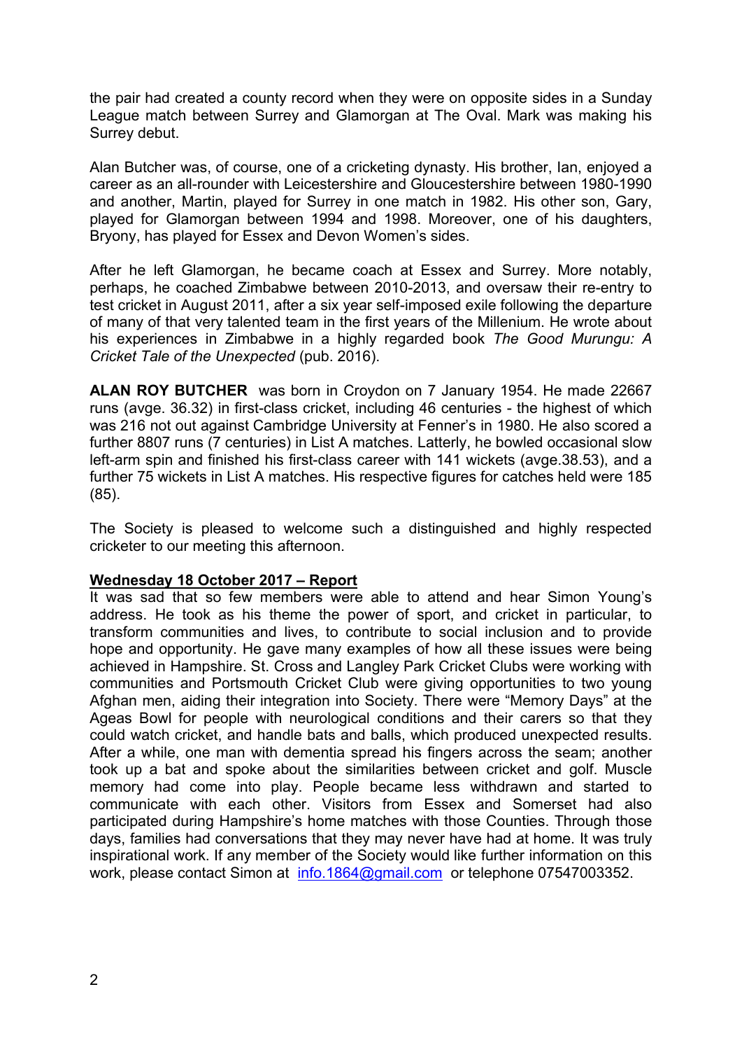the pair had created a county record when they were on opposite sides in a Sunday League match between Surrey and Glamorgan at The Oval. Mark was making his Surrey debut.

Alan Butcher was, of course, one of a cricketing dynasty. His brother, Ian, enjoyed a career as an all-rounder with Leicestershire and Gloucestershire between 1980-1990 and another, Martin, played for Surrey in one match in 1982. His other son, Gary, played for Glamorgan between 1994 and 1998. Moreover, one of his daughters, Bryony, has played for Essex and Devon Women's sides.

After he left Glamorgan, he became coach at Essex and Surrey. More notably, perhaps, he coached Zimbabwe between 2010-2013, and oversaw their re-entry to test cricket in August 2011, after a six year self-imposed exile following the departure of many of that very talented team in the first years of the Millenium. He wrote about his experiences in Zimbabwe in a highly regarded book *The Good Murungu: A Cricket Tale of the Unexpected* (pub. 2016).

**ALAN ROY BUTCHER** was born in Croydon on 7 January 1954. He made 22667 runs (avge. 36.32) in first-class cricket, including 46 centuries - the highest of which was 216 not out against Cambridge University at Fenner's in 1980. He also scored a further 8807 runs (7 centuries) in List A matches. Latterly, he bowled occasional slow left-arm spin and finished his first-class career with 141 wickets (avge.38.53), and a further 75 wickets in List A matches. His respective figures for catches held were 185 (85).

The Society is pleased to welcome such a distinguished and highly respected cricketer to our meeting this afternoon.

**Wednesday 18 October 2017 – Report**

It was sad that so few members were able to attend and hear Simon Young's address. He took as his theme the power of sport, and cricket in particular, to transform communities and lives, to contribute to social inclusion and to provide hope and opportunity. He gave many examples of how all these issues were being achieved in Hampshire. St. Cross and Langley Park Cricket Clubs were working with communities and Portsmouth Cricket Club were giving opportunities to two young Afghan men, aiding their integration into Society. There were "Memory Days" at the Ageas Bowl for people with neurological conditions and their carers so that they could watch cricket, and handle bats and balls, which produced unexpected results. After a while, one man with dementia spread his fingers across the seam; another took up a bat and spoke about the similarities between cricket and golf. Muscle memory had come into play. People became less withdrawn and started to communicate with each other. Visitors from Essex and Somerset had also participated during Hampshire's home matches with those Counties. Through those days, families had conversations that they may never have had at home. It was truly inspirational work. If any member of the Society would like further information on this work, please contact Simon at info.1864@gmail.com or telephone 07547003352.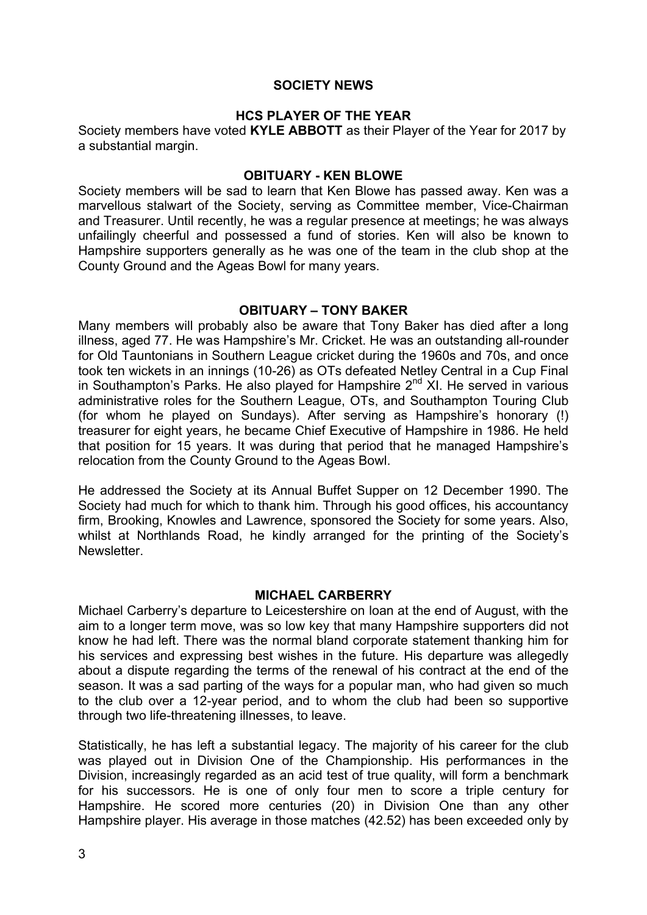# SOCIETY NEWS

## HCS PLAYER OF THE YEAR

Society members have voted **KYLE ABBOTT** as their Player of the Year for 2017 by a substantial margin.

## OBITUARY - KEN BLOWE

Society members will be sad to learn that Ken Blowe has passed away. Ken was a marvellous stalwart of the Society, serving as Committee member, Vice-Chairman and Treasurer. Until recently, he was a regular presence at meetings; he was always unfailingly cheerful and possessed a fund of stories. Ken will also be known to Hampshire supporters generally as he was one of the team in the club shop at the County Ground and the Ageas Bowl for many years.

## OBITUARY – TONY BAKER

Many members will probably also be aware that Tony Baker has died after a long illness, aged 77. He was Hampshire's Mr. Cricket. He was an outstanding all-rounder for Old Tauntonians in Southern League cricket during the 1960s and 70s, and once took ten wickets in an innings (10-26) as OTs defeated Netley Central in a Cup Final in Southampton's Parks. He also played for Hampshire 2nd XI. He served in various administrative roles for the Southern League, OTs, and Southampton Touring Club (for whom he played on Sundays). After serving as Hampshire's honorary (!) treasurer for eight years, he became Chief Executive of Hampshire in 1986. He held that position for 15 years. It was during that period that he managed Hampshire's relocation from the County Ground to the Ageas Bowl.

He addressed the Society at its Annual Buffet Supper on 12 December 1990. The Society had much for which to thank him. Through his good offices, his accountancy firm, Brooking, Knowles and Lawrence, sponsored the Society for some years. Also, whilst at Northlands Road, he kindly arranged for the printing of the Society's Newsletter.

## MICHAEL CARBERRY

Michael Carberry's departure to Leicestershire on loan at the end of August, with the aim to a longer term move, was so low key that many Hampshire supporters did not know he had left. There was the normal bland corporate statement thanking him for his services and expressing best wishes in the future. His departure was allegedly about a dispute regarding the terms of the renewal of his contract at the end of the season. It was a sad parting of the ways for a popular man, who had given so much to the club over a 12-year period, and to whom the club had been so supportive through two life-threatening illnesses, to leave.

Statistically, he has left a substantial legacy. The majority of his career for the club was played out in Division One of the Championship. His performances in the Division, increasingly regarded as an acid test of true quality, will form a benchmark for his successors. He is one of only four men to score a triple century for Hampshire. He scored more centuries (20) in Division One than any other Hampshire player. His average in those matches (42.52) has been exceeded only by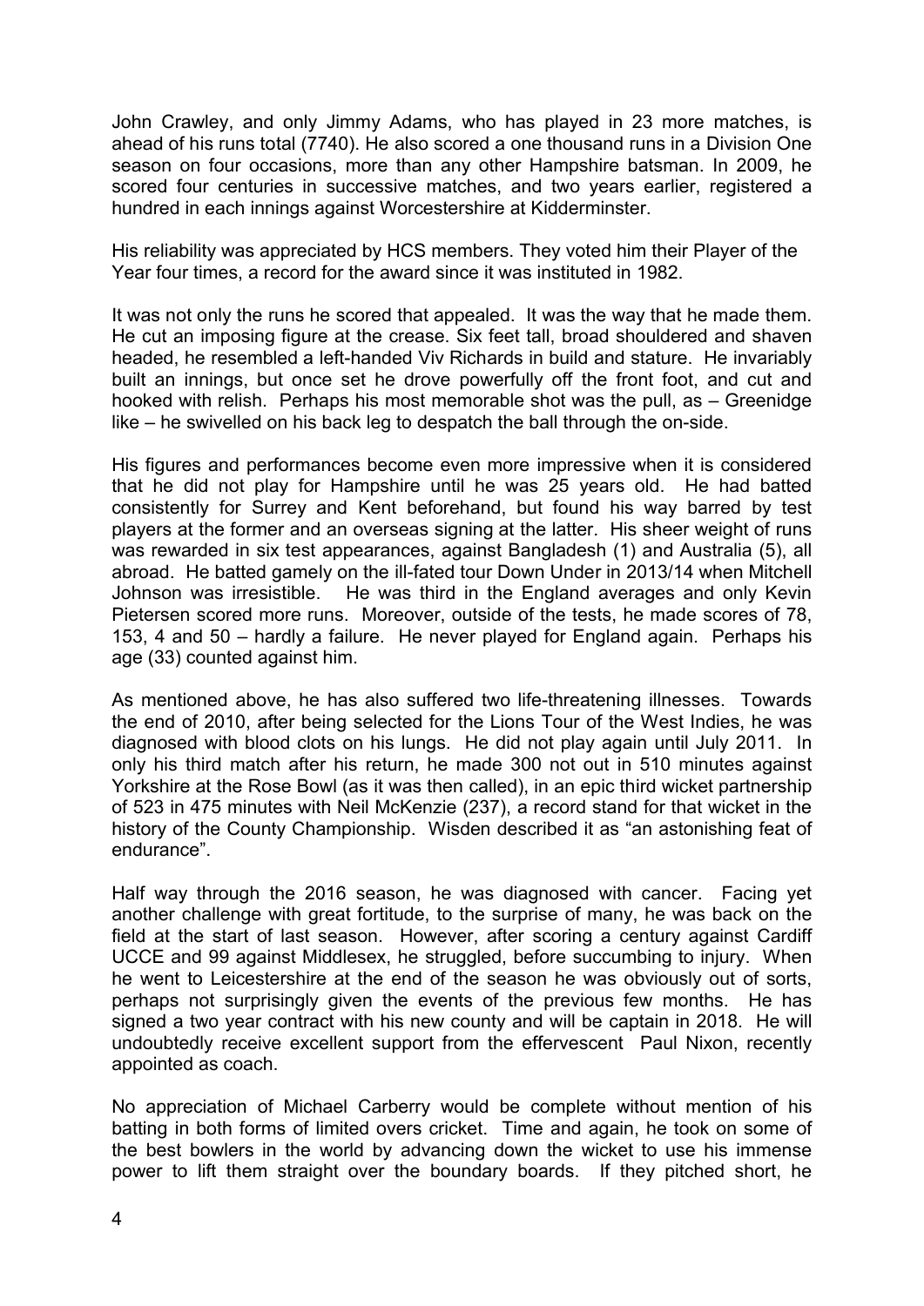John Crawley, and only Jimmy Adams, who has played in 23 more matches, is ahead of his runs total (7740). He also scored a one thousand runs in a Division One season on four occasions, more than any other Hampshire batsman. In 2009, he scored four centuries in successive matches, and two years earlier, registered a hundred in each innings against Worcestershire at Kidderminster.

His reliability was appreciated by HCS members. They voted him their Player of the Year four times, a record for the award since it was instituted in 1982.

It was not only the runs he scored that appealed. It was the way that he made them. He cut an imposing figure at the crease. Six feet tall, broad shouldered and shaven headed, he resembled a left-handed Viv Richards in build and stature. He invariably built an innings, but once set he drove powerfully off the front foot, and cut and hooked with relish. Perhaps his most memorable shot was the pull, as – Greenidge like – he swivelled on his back leg to despatch the ball through the on-side.

His figures and performances become even more impressive when it is considered that he did not play for Hampshire until he was 25 years old. He had batted consistently for Surrey and Kent beforehand, but found his way barred by test players at the former and an overseas signing at the latter. His sheer weight of runs was rewarded in six test appearances, against Bangladesh (1) and Australia (5), all abroad. He batted gamely on the ill-fated tour Down Under in 2013/14 when Mitchell Johnson was irresistible. He was third in the England averages and only Kevin Pietersen scored more runs. Moreover, outside of the tests, he made scores of 78, 153, 4 and 50 – hardly a failure. He never played for England again. Perhaps his age (33) counted against him.

As mentioned above, he has also suffered two life-threatening illnesses. Towards the end of 2010, after being selected for the Lions Tour of the West Indies, he was diagnosed with blood clots on his lungs. He did not play again until July 2011. In only his third match after his return, he made 300 not out in 510 minutes against Yorkshire at the Rose Bowl (as it was then called), in an epic third wicket partnership of 523 in 475 minutes with Neil McKenzie (237), a record stand for that wicket in the history of the County Championship. Wisden described it as "an astonishing feat of endurance".

Half way through the 2016 season, he was diagnosed with cancer. Facing yet another challenge with great fortitude, to the surprise of many, he was back on the field at the start of last season. However, after scoring a century against Cardiff UCCE and 99 against Middlesex, he struggled, before succumbing to injury. When he went to Leicestershire at the end of the season he was obviously out of sorts, perhaps not surprisingly given the events of the previous few months. He has signed a two year contract with his new county and will be captain in 2018. He will undoubtedly receive excellent support from the effervescent Paul Nixon, recently appointed as coach.

No appreciation of Michael Carberry would be complete without mention of his batting in both forms of limited overs cricket. Time and again, he took on some of the best bowlers in the world by advancing down the wicket to use his immense power to lift them straight over the boundary boards. If they pitched short, he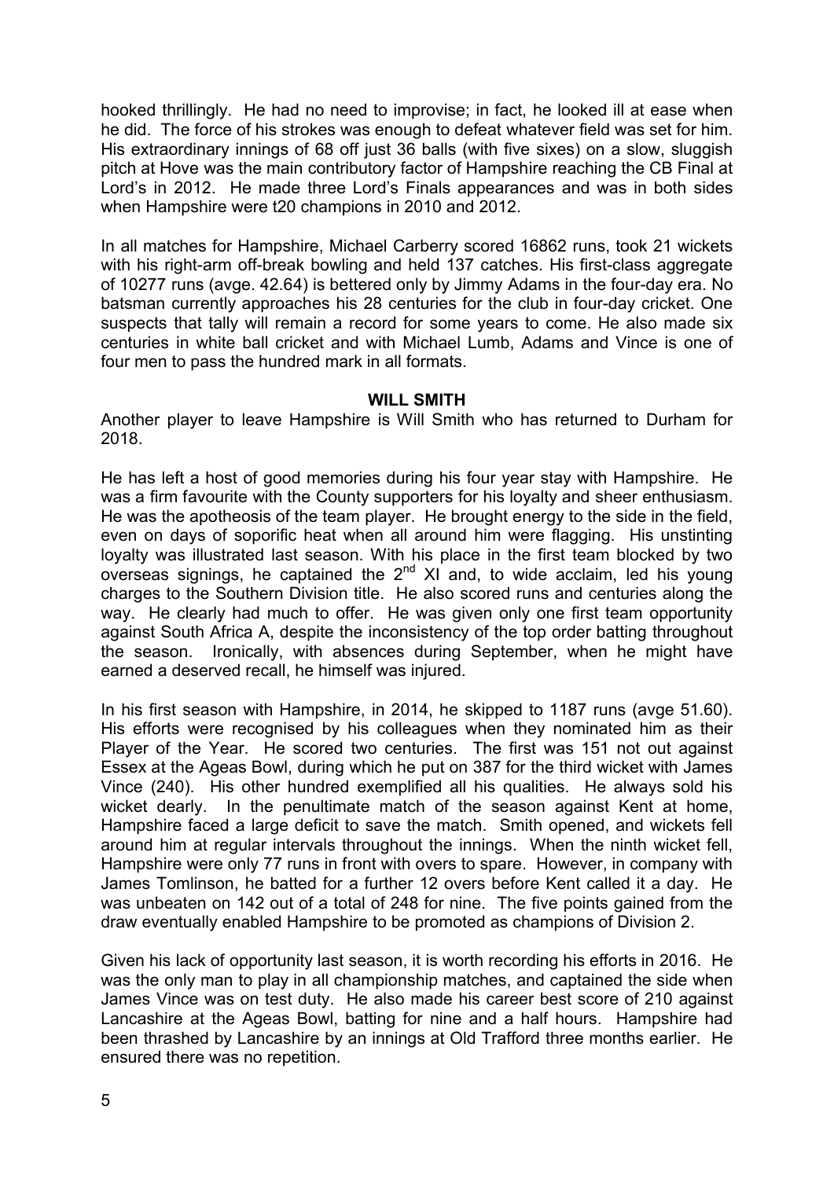hooked thrillingly. He had no need to improvise; in fact, he looked ill at ease when he did. The force of his strokes was enough to defeat whatever field was set for him. His extraordinary innings of 68 off just 36 balls (with five sixes) on a slow, sluggish pitch at Hove was the main contributory factor of Hampshire reaching the CB Final at Lord's in 2012. He made three Lord's Finals appearances and was in both sides when Hampshire were t20 champions in 2010 and 2012.

In all matches for Hampshire, Michael Carberry scored 16862 runs, took 21 wickets with his right-arm off-break bowling and held 137 catches. His first-class aggregate of 10277 runs (avge. 42.64) is bettered only by Jimmy Adams in the four-day era. No batsman currently approaches his 28 centuries for the club in four-day cricket. One suspects that tally will remain a record for some years to come. He also made six centuries in white ball cricket and with Michael Lumb, Adams and Vince is one of four men to pass the hundred mark in all formats.

## WILL SMITH

Another player to leave Hampshire is Will Smith who has returned to Durham for 2018.

He has left a host of good memories during his four year stay with Hampshire. He was a firm favourite with the County supporters for his loyalty and sheer enthusiasm. He was the apotheosis of the team player. He brought energy to the side in the field, even on days of soporific heat when all around him were flagging. His unstinting loyalty was illustrated last season. With his place in the first team blocked by two overseas signings, he captained the 2nd XI and, to wide acclaim, led his young charges to the Southern Division title. He also scored runs and centuries along the way. He clearly had much to offer. He was given only one first team opportunity against South Africa A, despite the inconsistency of the top order batting throughout the season. Ironically, with absences during September, when he might have earned a deserved recall, he himself was injured.

In his first season with Hampshire, in 2014, he skipped to 1187 runs (avge 51.60). His efforts were recognised by his colleagues when they nominated him as their Player of the Year. He scored two centuries. The first was 151 not out against Essex at the Ageas Bowl, during which he put on 387 for the third wicket with James Vince (240). His other hundred exemplified all his qualities. He always sold his wicket dearly. In the penultimate match of the season against Kent at home, Hampshire faced a large deficit to save the match. Smith opened, and wickets fell around him at regular intervals throughout the innings. When the ninth wicket fell, Hampshire were only 77 runs in front with overs to spare. However, in company with James Tomlinson, he batted for a further 12 overs before Kent called it a day. He was unbeaten on 142 out of a total of 248 for nine. The five points gained from the draw eventually enabled Hampshire to be promoted as champions of Division 2.

Given his lack of opportunity last season, it is worth recording his efforts in 2016. He was the only man to play in all championship matches, and captained the side when James Vince was on test duty. He also made his career best score of 210 against Lancashire at the Ageas Bowl, batting for nine and a half hours. Hampshire had been thrashed by Lancashire by an innings at Old Trafford three months earlier. He ensured there was no repetition.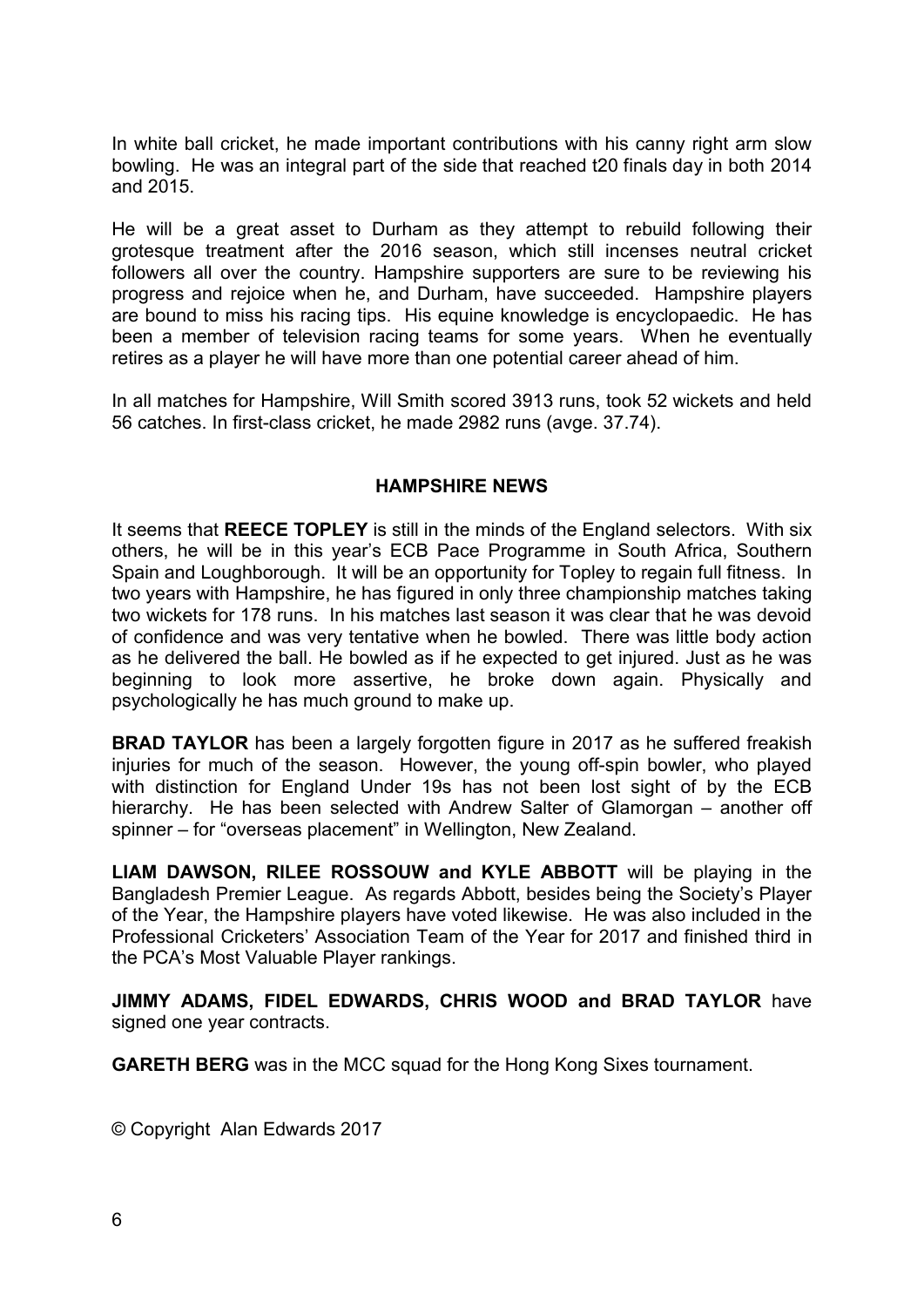In white ball cricket, he made important contributions with his canny right arm slow bowling. He was an integral part of the side that reached t20 finals day in both 2014 and 2015.

He will be a great asset to Durham as they attempt to rebuild following their grotesque treatment after the 2016 season, which still incenses neutral cricket followers all over the country. Hampshire supporters are sure to be reviewing his progress and rejoice when he, and Durham, have succeeded. Hampshire players are bound to miss his racing tips. His equine knowledge is encyclopaedic. He has been a member of television racing teams for some years. When he eventually retires as a player he will have more than one potential career ahead of him.

In all matches for Hampshire, Will Smith scored 3913 runs, took 52 wickets and held 56 catches. In first-class cricket, he made 2982 runs (avge. 37.74).

## HAMPSHIRE NEWS

It seems that **REECE TOPLEY** is still in the minds of the England selectors. With six others, he will be in this year's ECB Pace Programme in South Africa, Southern Spain and Loughborough. It will be an opportunity for Topley to regain full fitness. In two years with Hampshire, he has figured in only three championship matches taking two wickets for 178 runs. In his matches last season it was clear that he was devoid of confidence and was very tentative when he bowled. There was little body action as he delivered the ball. He bowled as if he expected to get injured. Just as he was beginning to look more assertive, he broke down again. Physically and psychologically he has much ground to make up.

**BRAD TAYLOR** has been a largely forgotten figure in 2017 as he suffered freakish injuries for much of the season. However, the young off-spin bowler, who played with distinction for England Under 19s has not been lost sight of by the ECB hierarchy. He has been selected with Andrew Salter of Glamorgan – another off spinner – for "overseas placement" in Wellington, New Zealand.

**LIAM DAWSON, RILEE ROSSOUW and KYLE ABBOTT** will be playing in the Bangladesh Premier League. As regards Abbott, besides being the Society's Player of the Year, the Hampshire players have voted likewise. He was also included in the Professional Cricketers' Association Team of the Year for 2017 and finished third in the PCA's Most Valuable Player rankings.

**JIMMY ADAMS, FIDEL EDWARDS, CHRIS WOOD and BRAD TAYLOR** have signed one year contracts.

**GARETH BERG** was in the MCC squad for the Hong Kong Sixes tournament.

© Copyright Alan Edwards 2017